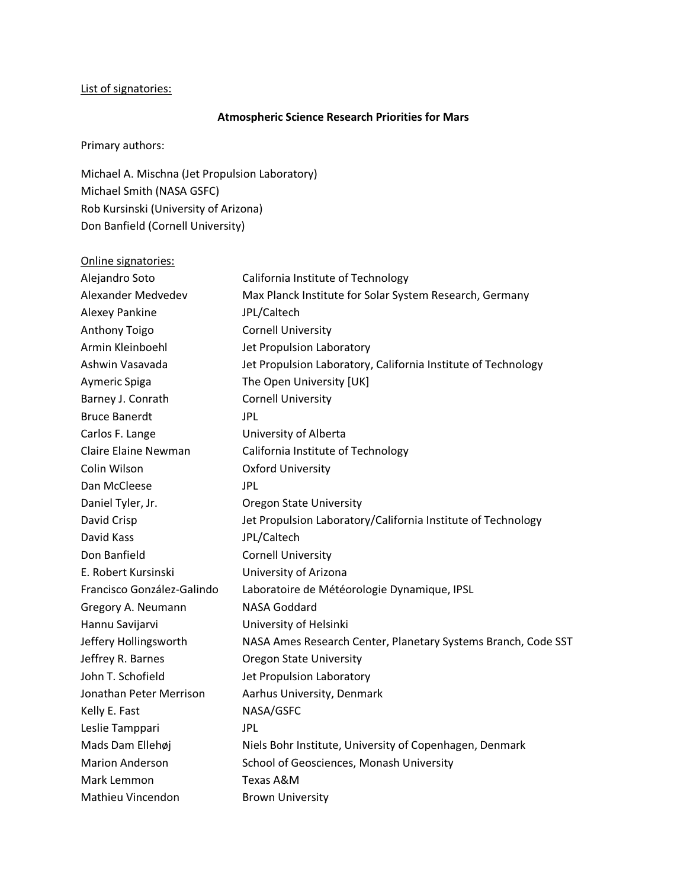List of signatories:

**Atmospheric Science Research Priorities for Mars**

Primary authors:

Michael A. Mischna (Jet Propulsion Laboratory)
Michael Smith (NASA GSFC)
Rob Kursinski (University of Arizona)
Don Banfield (Cornell University)

Online signatories:

| | |
|---|---|
| Alejandro Soto | California Institute of Technology |
| Alexander Medvedev | Max Planck Institute for Solar System Research, Germany |
| Alexey Pankine | JPL/Caltech |
| Anthony Toigo | Cornell University |
| Armin Kleinboehl | Jet Propulsion Laboratory |
| Ashwin Vasavada | Jet Propulsion Laboratory, California Institute of Technology |
| Aymeric Spiga | The Open University [UK] |
| Barney J. Conrath | Cornell University |
| Bruce Banerdt | JPL |
| Carlos F. Lange | University of Alberta |
| Claire Elaine Newman | California Institute of Technology |
| Colin Wilson | Oxford University |
| Dan McCleese | JPL |
| Daniel Tyler, Jr. | Oregon State University |
| David Crisp | Jet Propulsion Laboratory/California Institute of Technology |
| David Kass | JPL/Caltech |
| Don Banfield | Cornell University |
| E. Robert Kursinski | University of Arizona |
| Francisco González-Galindo | Laboratoire de Météorologie Dynamique, IPSL |
| Gregory A. Neumann | NASA Goddard |
| Hannu Savijarvi | University of Helsinki |
| Jeffery Hollingsworth | NASA Ames Research Center, Planetary Systems Branch, Code SST |
| Jeffrey R. Barnes | Oregon State University |
| John T. Schofield | Jet Propulsion Laboratory |
| Jonathan Peter Merrison | Aarhus University, Denmark |
| Kelly E. Fast | NASA/GSFC |
| Leslie Tamppari | JPL |
| Mads Dam Ellehøj | Niels Bohr Institute, University of Copenhagen, Denmark |
| Marion Anderson | School of Geosciences, Monash University |
| Mark Lemmon | Texas A&M |
| Mathieu Vincendon | Brown University |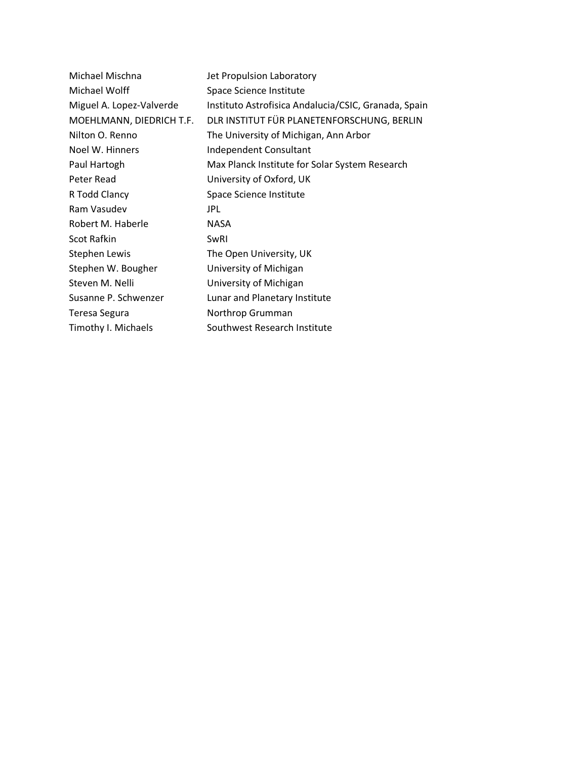| | |
|---|---|
| Michael Mischna | Jet Propulsion Laboratory |
| Michael Wolff | Space Science Institute |
| Miguel A. Lopez-Valverde | Instituto Astrofisica Andalucia/CSIC, Granada, Spain |
| MOEHLMANN, DIEDRICH T.F. | DLR INSTITUT FÜR PLANETENFORSCHUNG, BERLIN |
| Nilton O. Renno | The University of Michigan, Ann Arbor |
| Noel W. Hinners | Independent Consultant |
| Paul Hartogh | Max Planck Institute for Solar System Research |
| Peter Read | University of Oxford, UK |
| R Todd Clancy | Space Science Institute |
| Ram Vasudev | JPL |
| Robert M. Haberle | NASA |
| Scot Rafkin | SwRI |
| Stephen Lewis | The Open University, UK |
| Stephen W. Bougher | University of Michigan |
| Steven M. Nelli | University of Michigan |
| Susanne P. Schwenzer | Lunar and Planetary Institute |
| Teresa Segura | Northrop Grumman |
| Timothy I. Michaels | Southwest Research Institute |